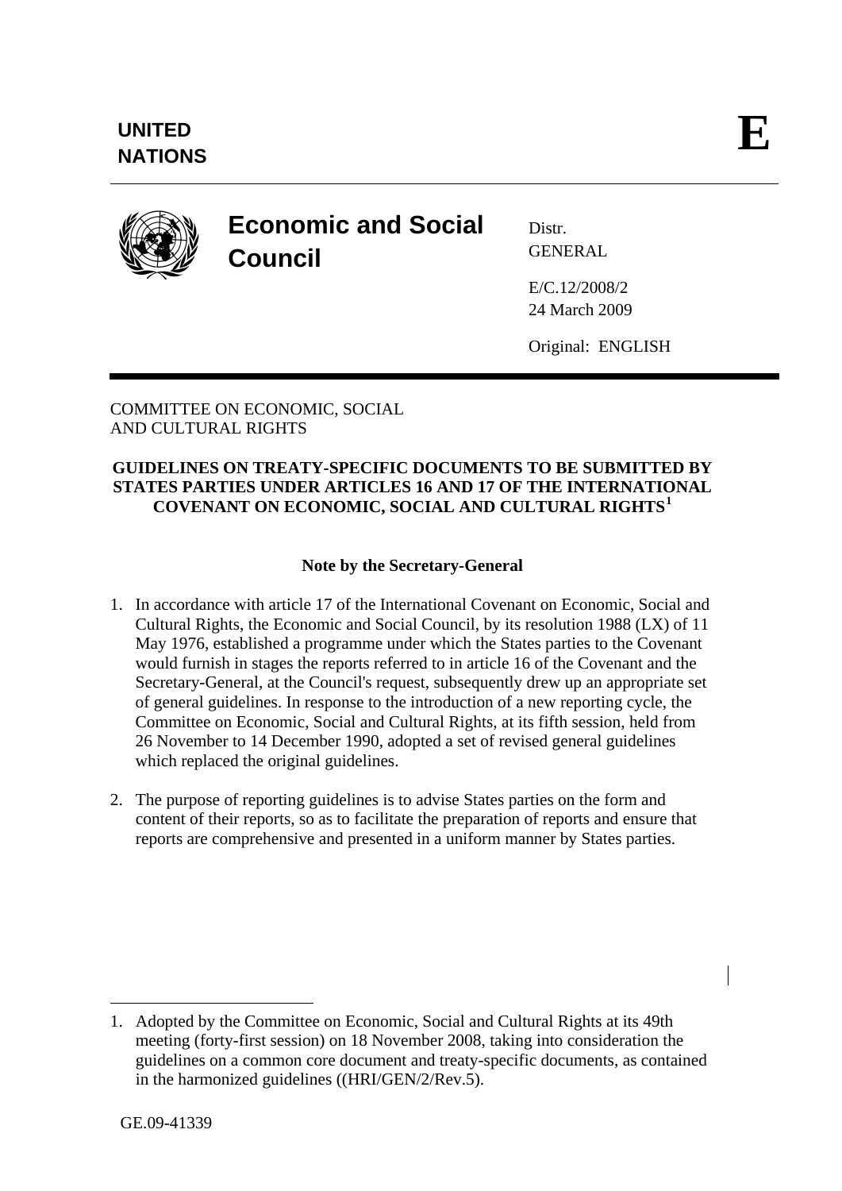**UNITED NATIONS**

**E**

# Economic and Social Council

Distr.
GENERAL

E/C.12/2008/2
24 March 2009

Original: ENGLISH

COMMITTEE ON ECONOMIC, SOCIAL
AND CULTURAL RIGHTS

## GUIDELINES ON TREATY-SPECIFIC DOCUMENTS TO BE SUBMITTED BY STATES PARTIES UNDER ARTICLES 16 AND 17 OF THE INTERNATIONAL COVENANT ON ECONOMIC, SOCIAL AND CULTURAL RIGHTS[1]

### Note by the Secretary-General

1. In accordance with article 17 of the International Covenant on Economic, Social and Cultural Rights, the Economic and Social Council, by its resolution 1988 (LX) of 11 May 1976, established a programme under which the States parties to the Covenant would furnish in stages the reports referred to in article 16 of the Covenant and the Secretary-General, at the Council's request, subsequently drew up an appropriate set of general guidelines. In response to the introduction of a new reporting cycle, the Committee on Economic, Social and Cultural Rights, at its fifth session, held from 26 November to 14 December 1990, adopted a set of revised general guidelines which replaced the original guidelines.

2. The purpose of reporting guidelines is to advise States parties on the form and content of their reports, so as to facilitate the preparation of reports and ensure that reports are comprehensive and presented in a uniform manner by States parties.

---

1. Adopted by the Committee on Economic, Social and Cultural Rights at its 49th meeting (forty-first session) on 18 November 2008, taking into consideration the guidelines on a common core document and treaty-specific documents, as contained in the harmonized guidelines ((HRI/GEN/2/Rev.5).

GE.09-41339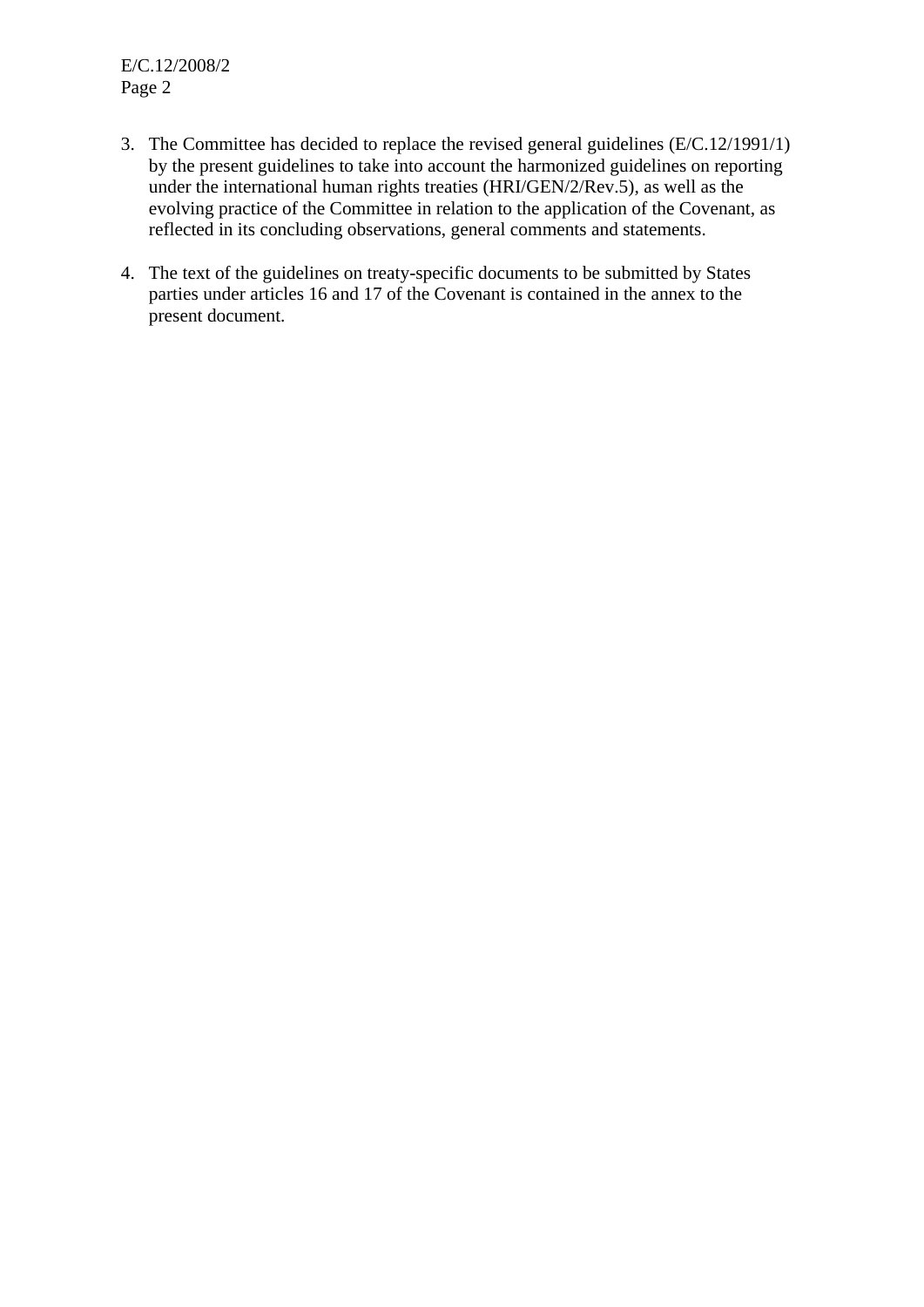3. The Committee has decided to replace the revised general guidelines (E/C.12/1991/1) by the present guidelines to take into account the harmonized guidelines on reporting under the international human rights treaties (HRI/GEN/2/Rev.5), as well as the evolving practice of the Committee in relation to the application of the Covenant, as reflected in its concluding observations, general comments and statements.

4. The text of the guidelines on treaty-specific documents to be submitted by States parties under articles 16 and 17 of the Covenant is contained in the annex to the present document.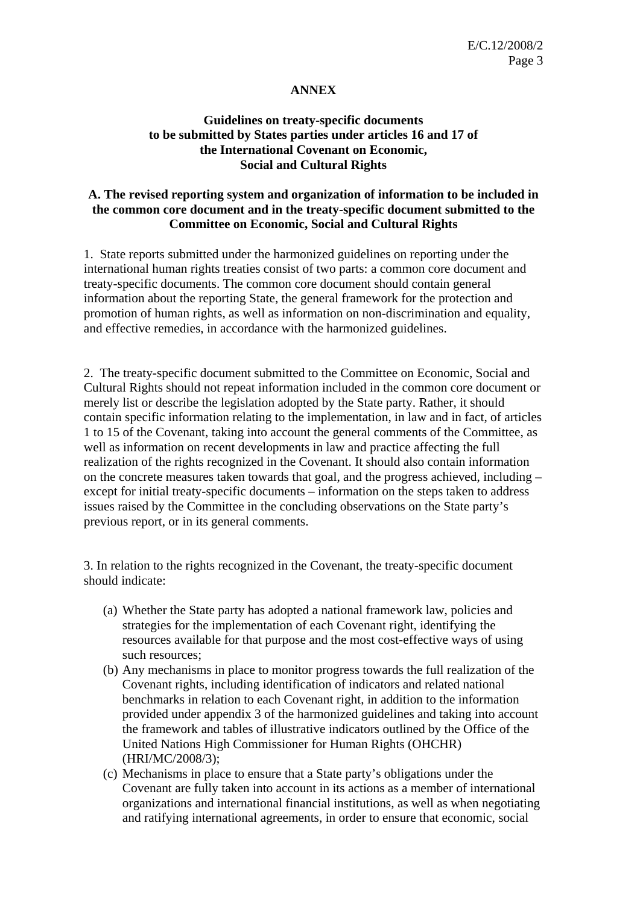# ANNEX

## Guidelines on treaty-specific documents to be submitted by States parties under articles 16 and 17 of the International Covenant on Economic, Social and Cultural Rights

### A. The revised reporting system and organization of information to be included in the common core document and in the treaty-specific document submitted to the Committee on Economic, Social and Cultural Rights

1. State reports submitted under the harmonized guidelines on reporting under the international human rights treaties consist of two parts: a common core document and treaty-specific documents. The common core document should contain general information about the reporting State, the general framework for the protection and promotion of human rights, as well as information on non-discrimination and equality, and effective remedies, in accordance with the harmonized guidelines.

2. The treaty-specific document submitted to the Committee on Economic, Social and Cultural Rights should not repeat information included in the common core document or merely list or describe the legislation adopted by the State party. Rather, it should contain specific information relating to the implementation, in law and in fact, of articles 1 to 15 of the Covenant, taking into account the general comments of the Committee, as well as information on recent developments in law and practice affecting the full realization of the rights recognized in the Covenant. It should also contain information on the concrete measures taken towards that goal, and the progress achieved, including – except for initial treaty-specific documents – information on the steps taken to address issues raised by the Committee in the concluding observations on the State party's previous report, or in its general comments.

3. In relation to the rights recognized in the Covenant, the treaty-specific document should indicate:

(a) Whether the State party has adopted a national framework law, policies and strategies for the implementation of each Covenant right, identifying the resources available for that purpose and the most cost-effective ways of using such resources;

(b) Any mechanisms in place to monitor progress towards the full realization of the Covenant rights, including identification of indicators and related national benchmarks in relation to each Covenant right, in addition to the information provided under appendix 3 of the harmonized guidelines and taking into account the framework and tables of illustrative indicators outlined by the Office of the United Nations High Commissioner for Human Rights (OHCHR) (HRI/MC/2008/3);

(c) Mechanisms in place to ensure that a State party's obligations under the Covenant are fully taken into account in its actions as a member of international organizations and international financial institutions, as well as when negotiating and ratifying international agreements, in order to ensure that economic, social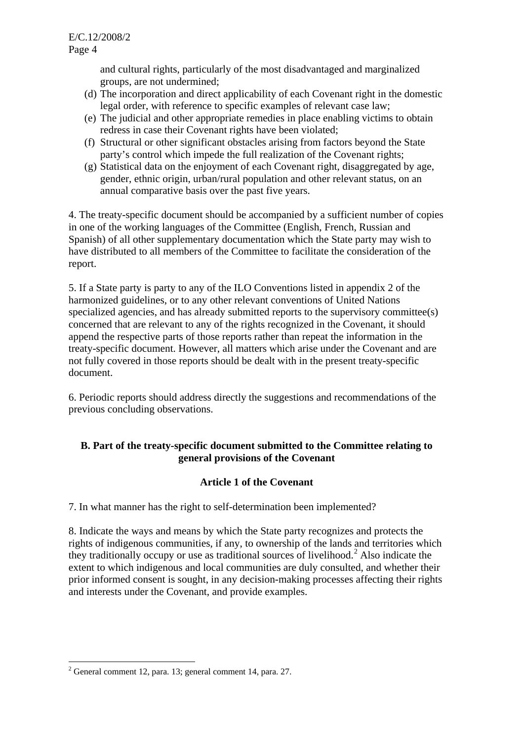and cultural rights, particularly of the most disadvantaged and marginalized groups, are not undermined;

(d) The incorporation and direct applicability of each Covenant right in the domestic legal order, with reference to specific examples of relevant case law;
(e) The judicial and other appropriate remedies in place enabling victims to obtain redress in case their Covenant rights have been violated;
(f) Structural or other significant obstacles arising from factors beyond the State party's control which impede the full realization of the Covenant rights;
(g) Statistical data on the enjoyment of each Covenant right, disaggregated by age, gender, ethnic origin, urban/rural population and other relevant status, on an annual comparative basis over the past five years.

4. The treaty-specific document should be accompanied by a sufficient number of copies in one of the working languages of the Committee (English, French, Russian and Spanish) of all other supplementary documentation which the State party may wish to have distributed to all members of the Committee to facilitate the consideration of the report.

5. If a State party is party to any of the ILO Conventions listed in appendix 2 of the harmonized guidelines, or to any other relevant conventions of United Nations specialized agencies, and has already submitted reports to the supervisory committee(s) concerned that are relevant to any of the rights recognized in the Covenant, it should append the respective parts of those reports rather than repeat the information in the treaty-specific document. However, all matters which arise under the Covenant and are not fully covered in those reports should be dealt with in the present treaty-specific document.

6. Periodic reports should address directly the suggestions and recommendations of the previous concluding observations.

## B. Part of the treaty-specific document submitted to the Committee relating to general provisions of the Covenant

### Article 1 of the Covenant

7. In what manner has the right to self-determination been implemented?

8. Indicate the ways and means by which the State party recognizes and protects the rights of indigenous communities, if any, to ownership of the lands and territories which they traditionally occupy or use as traditional sources of livelihood.[2] Also indicate the extent to which indigenous and local communities are duly consulted, and whether their prior informed consent is sought, in any decision-making processes affecting their rights and interests under the Covenant, and provide examples.

[2] General comment 12, para. 13; general comment 14, para. 27.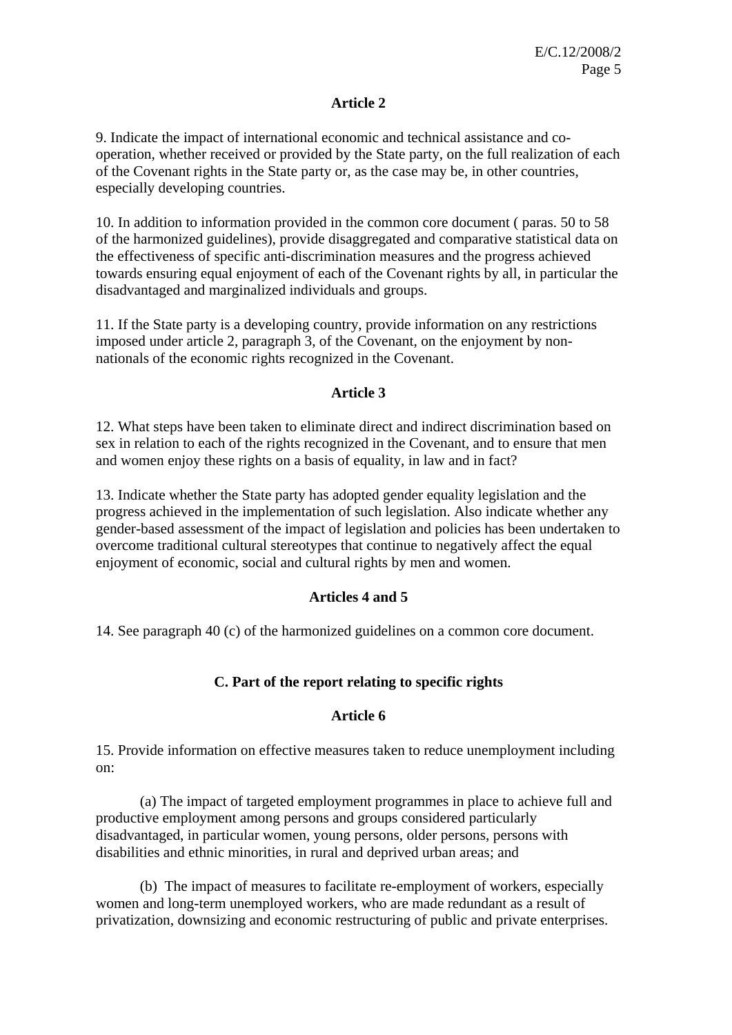### Article 2

9. Indicate the impact of international economic and technical assistance and co-operation, whether received or provided by the State party, on the full realization of each of the Covenant rights in the State party or, as the case may be, in other countries, especially developing countries.

10. In addition to information provided in the common core document ( paras. 50 to 58 of the harmonized guidelines), provide disaggregated and comparative statistical data on the effectiveness of specific anti-discrimination measures and the progress achieved towards ensuring equal enjoyment of each of the Covenant rights by all, in particular the disadvantaged and marginalized individuals and groups.

11. If the State party is a developing country, provide information on any restrictions imposed under article 2, paragraph 3, of the Covenant, on the enjoyment by non-nationals of the economic rights recognized in the Covenant.

### Article 3

12. What steps have been taken to eliminate direct and indirect discrimination based on sex in relation to each of the rights recognized in the Covenant, and to ensure that men and women enjoy these rights on a basis of equality, in law and in fact?

13. Indicate whether the State party has adopted gender equality legislation and the progress achieved in the implementation of such legislation. Also indicate whether any gender-based assessment of the impact of legislation and policies has been undertaken to overcome traditional cultural stereotypes that continue to negatively affect the equal enjoyment of economic, social and cultural rights by men and women.

### Articles 4 and 5

14. See paragraph 40 (c) of the harmonized guidelines on a common core document.

## C. Part of the report relating to specific rights

### Article 6

15. Provide information on effective measures taken to reduce unemployment including on:

(a) The impact of targeted employment programmes in place to achieve full and productive employment among persons and groups considered particularly disadvantaged, in particular women, young persons, older persons, persons with disabilities and ethnic minorities, in rural and deprived urban areas; and

(b) The impact of measures to facilitate re-employment of workers, especially women and long-term unemployed workers, who are made redundant as a result of privatization, downsizing and economic restructuring of public and private enterprises.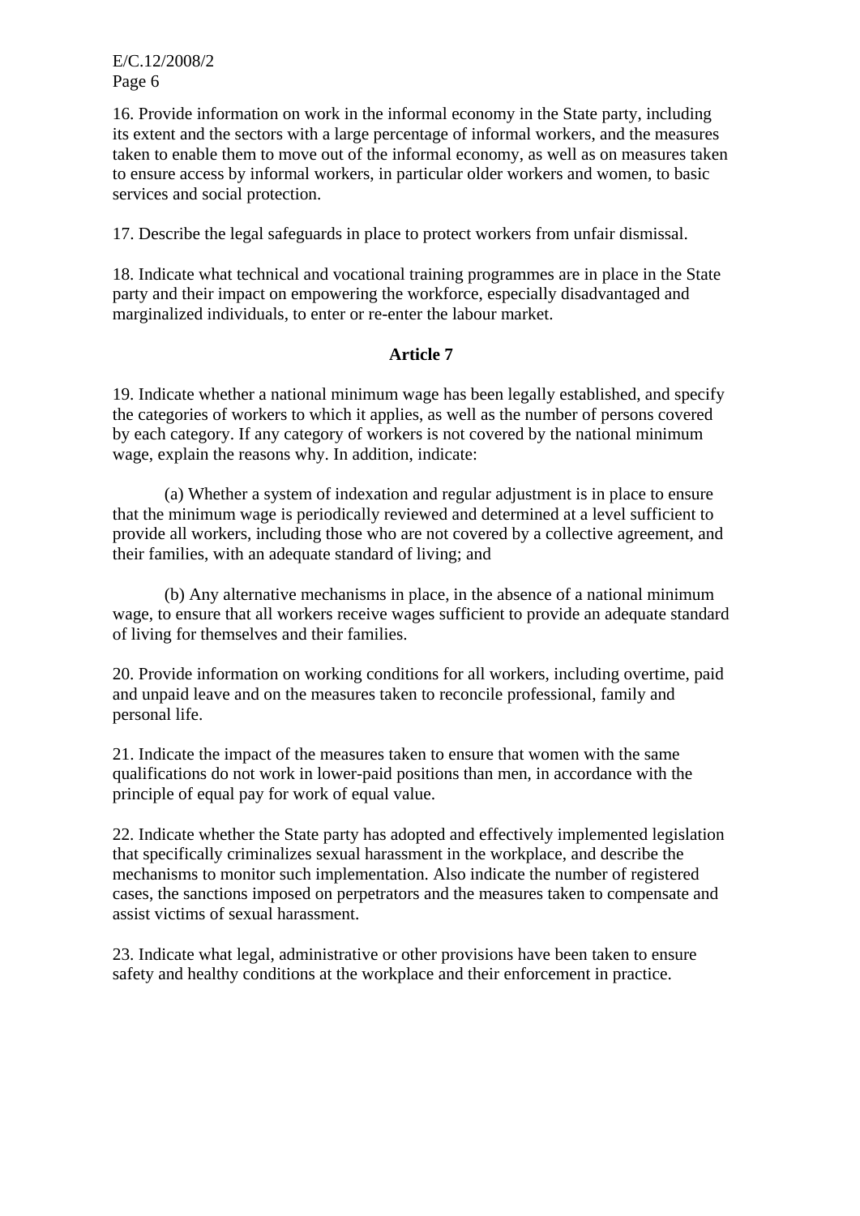16. Provide information on work in the informal economy in the State party, including its extent and the sectors with a large percentage of informal workers, and the measures taken to enable them to move out of the informal economy, as well as on measures taken to ensure access by informal workers, in particular older workers and women, to basic services and social protection.

17. Describe the legal safeguards in place to protect workers from unfair dismissal.

18. Indicate what technical and vocational training programmes are in place in the State party and their impact on empowering the workforce, especially disadvantaged and marginalized individuals, to enter or re-enter the labour market.

**Article 7**

19. Indicate whether a national minimum wage has been legally established, and specify the categories of workers to which it applies, as well as the number of persons covered by each category. If any category of workers is not covered by the national minimum wage, explain the reasons why. In addition, indicate:

(a) Whether a system of indexation and regular adjustment is in place to ensure that the minimum wage is periodically reviewed and determined at a level sufficient to provide all workers, including those who are not covered by a collective agreement, and their families, with an adequate standard of living; and

(b) Any alternative mechanisms in place, in the absence of a national minimum wage, to ensure that all workers receive wages sufficient to provide an adequate standard of living for themselves and their families.

20. Provide information on working conditions for all workers, including overtime, paid and unpaid leave and on the measures taken to reconcile professional, family and personal life.

21. Indicate the impact of the measures taken to ensure that women with the same qualifications do not work in lower-paid positions than men, in accordance with the principle of equal pay for work of equal value.

22. Indicate whether the State party has adopted and effectively implemented legislation that specifically criminalizes sexual harassment in the workplace, and describe the mechanisms to monitor such implementation. Also indicate the number of registered cases, the sanctions imposed on perpetrators and the measures taken to compensate and assist victims of sexual harassment.

23. Indicate what legal, administrative or other provisions have been taken to ensure safety and healthy conditions at the workplace and their enforcement in practice.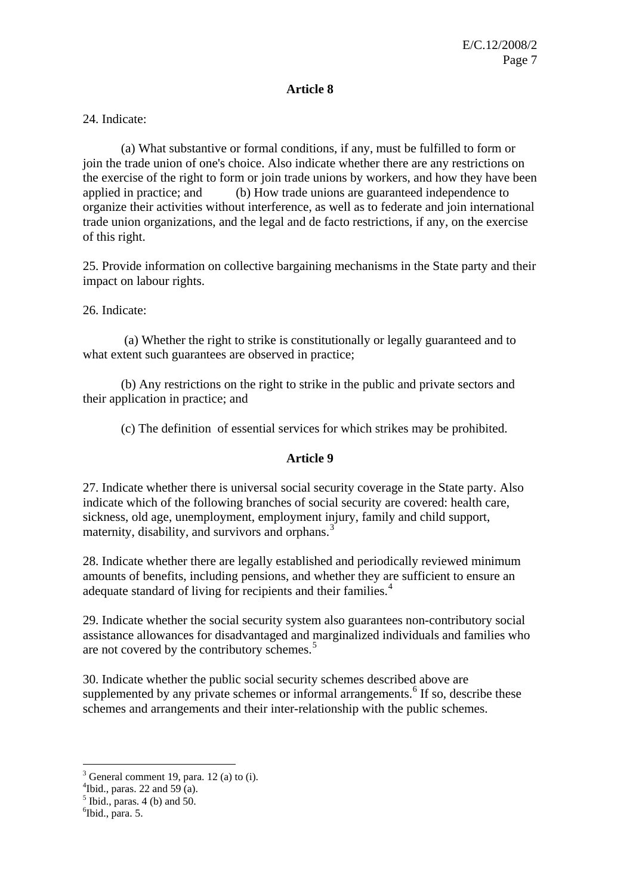## Article 8

24. Indicate:

(a) What substantive or formal conditions, if any, must be fulfilled to form or join the trade union of one's choice. Also indicate whether there are any restrictions on the exercise of the right to form or join trade unions by workers, and how they have been applied in practice; and (b) How trade unions are guaranteed independence to organize their activities without interference, as well as to federate and join international trade union organizations, and the legal and de facto restrictions, if any, on the exercise of this right.

25. Provide information on collective bargaining mechanisms in the State party and their impact on labour rights.

26. Indicate:

(a) Whether the right to strike is constitutionally or legally guaranteed and to what extent such guarantees are observed in practice;

(b) Any restrictions on the right to strike in the public and private sectors and their application in practice; and

(c) The definition of essential services for which strikes may be prohibited.

## Article 9

27. Indicate whether there is universal social security coverage in the State party. Also indicate which of the following branches of social security are covered: health care, sickness, old age, unemployment, employment injury, family and child support, maternity, disability, and survivors and orphans.[3]

28. Indicate whether there are legally established and periodically reviewed minimum amounts of benefits, including pensions, and whether they are sufficient to ensure an adequate standard of living for recipients and their families.[4]

29. Indicate whether the social security system also guarantees non-contributory social assistance allowances for disadvantaged and marginalized individuals and families who are not covered by the contributory schemes.[5]

30. Indicate whether the public social security schemes described above are supplemented by any private schemes or informal arrangements.[6] If so, describe these schemes and arrangements and their inter-relationship with the public schemes.

---

[3] General comment 19, para. 12 (a) to (i).

[4] Ibid., paras. 22 and 59 (a).

[5] Ibid., paras. 4 (b) and 50.

[6] Ibid., para. 5.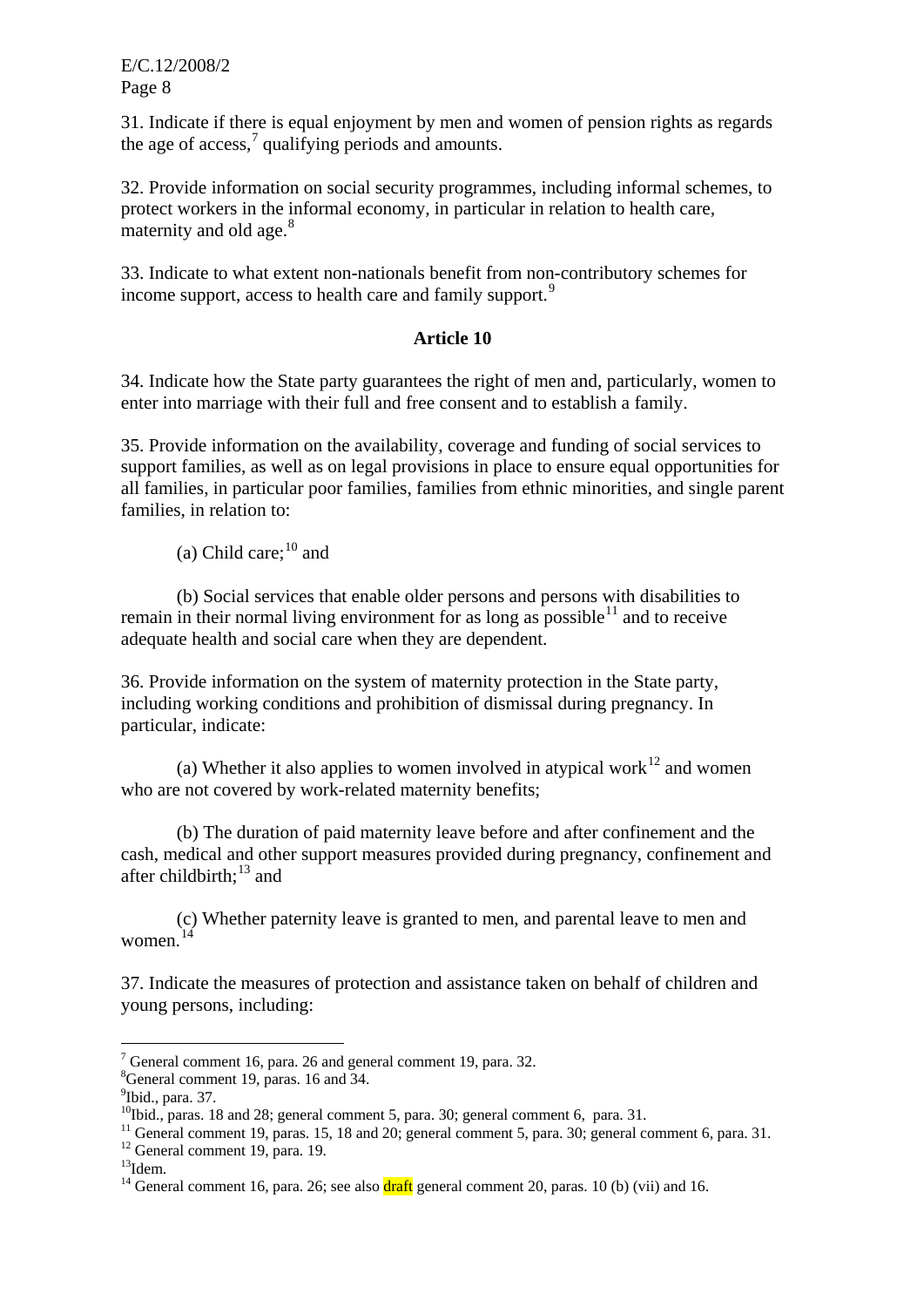31. Indicate if there is equal enjoyment by men and women of pension rights as regards the age of access,[7] qualifying periods and amounts.

32. Provide information on social security programmes, including informal schemes, to protect workers in the informal economy, in particular in relation to health care, maternity and old age.[8]

33. Indicate to what extent non-nationals benefit from non-contributory schemes for income support, access to health care and family support.[9]

### Article 10

34. Indicate how the State party guarantees the right of men and, particularly, women to enter into marriage with their full and free consent and to establish a family.

35. Provide information on the availability, coverage and funding of social services to support families, as well as on legal provisions in place to ensure equal opportunities for all families, in particular poor families, families from ethnic minorities, and single parent families, in relation to:

(a) Child care;[10] and

(b) Social services that enable older persons and persons with disabilities to remain in their normal living environment for as long as possible[11] and to receive adequate health and social care when they are dependent.

36. Provide information on the system of maternity protection in the State party, including working conditions and prohibition of dismissal during pregnancy. In particular, indicate:

(a) Whether it also applies to women involved in atypical work[12] and women who are not covered by work-related maternity benefits;

(b) The duration of paid maternity leave before and after confinement and the cash, medical and other support measures provided during pregnancy, confinement and after childbirth;[13] and

(c) Whether paternity leave is granted to men, and parental leave to men and women.[14]

37. Indicate the measures of protection and assistance taken on behalf of children and young persons, including:

---

[7] General comment 16, para. 26 and general comment 19, para. 32.
[8] General comment 19, paras. 16 and 34.
[9] Ibid., para. 37.
[10] Ibid., paras. 18 and 28; general comment 5, para. 30; general comment 6, para. 31.
[11] General comment 19, paras. 15, 18 and 20; general comment 5, para. 30; general comment 6, para. 31.
[12] General comment 19, para. 19.
[13] Idem.
[14] General comment 16, para. 26; see also draft general comment 20, paras. 10 (b) (vii) and 16.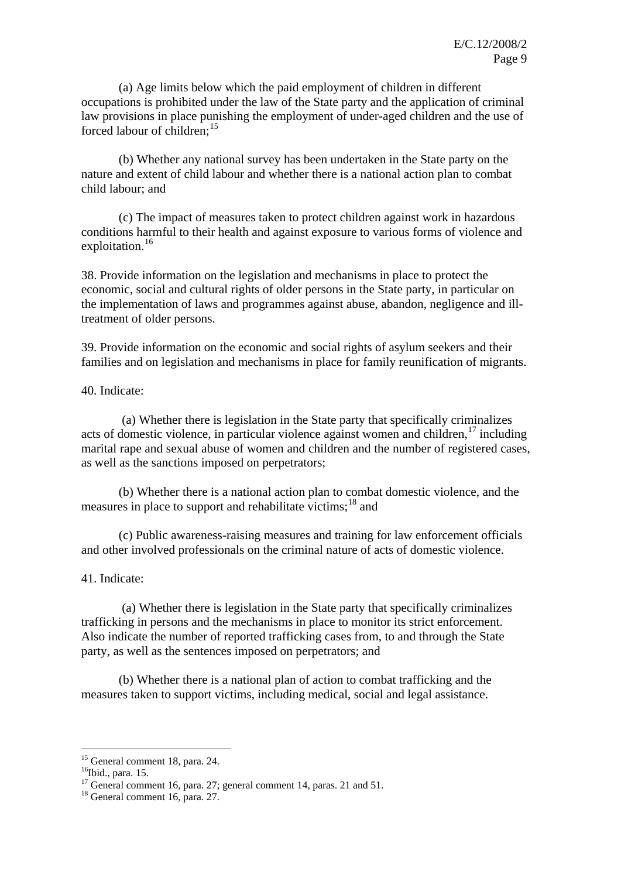(a) Age limits below which the paid employment of children in different occupations is prohibited under the law of the State party and the application of criminal law provisions in place punishing the employment of under-aged children and the use of forced labour of children;[15]

(b) Whether any national survey has been undertaken in the State party on the nature and extent of child labour and whether there is a national action plan to combat child labour; and

(c) The impact of measures taken to protect children against work in hazardous conditions harmful to their health and against exposure to various forms of violence and exploitation.[16]

38. Provide information on the legislation and mechanisms in place to protect the economic, social and cultural rights of older persons in the State party, in particular on the implementation of laws and programmes against abuse, abandon, negligence and ill-treatment of older persons.

39. Provide information on the economic and social rights of asylum seekers and their families and on legislation and mechanisms in place for family reunification of migrants.

40. Indicate:

(a) Whether there is legislation in the State party that specifically criminalizes acts of domestic violence, in particular violence against women and children,[17] including marital rape and sexual abuse of women and children and the number of registered cases, as well as the sanctions imposed on perpetrators;

(b) Whether there is a national action plan to combat domestic violence, and the measures in place to support and rehabilitate victims;[18] and

(c) Public awareness-raising measures and training for law enforcement officials and other involved professionals on the criminal nature of acts of domestic violence.

41. Indicate:

(a) Whether there is legislation in the State party that specifically criminalizes trafficking in persons and the mechanisms in place to monitor its strict enforcement. Also indicate the number of reported trafficking cases from, to and through the State party, as well as the sentences imposed on perpetrators; and

(b) Whether there is a national plan of action to combat trafficking and the measures taken to support victims, including medical, social and legal assistance.

---

[15] General comment 18, para. 24.

[16] Ibid., para. 15.

[17] General comment 16, para. 27; general comment 14, paras. 21 and 51.

[18] General comment 16, para. 27.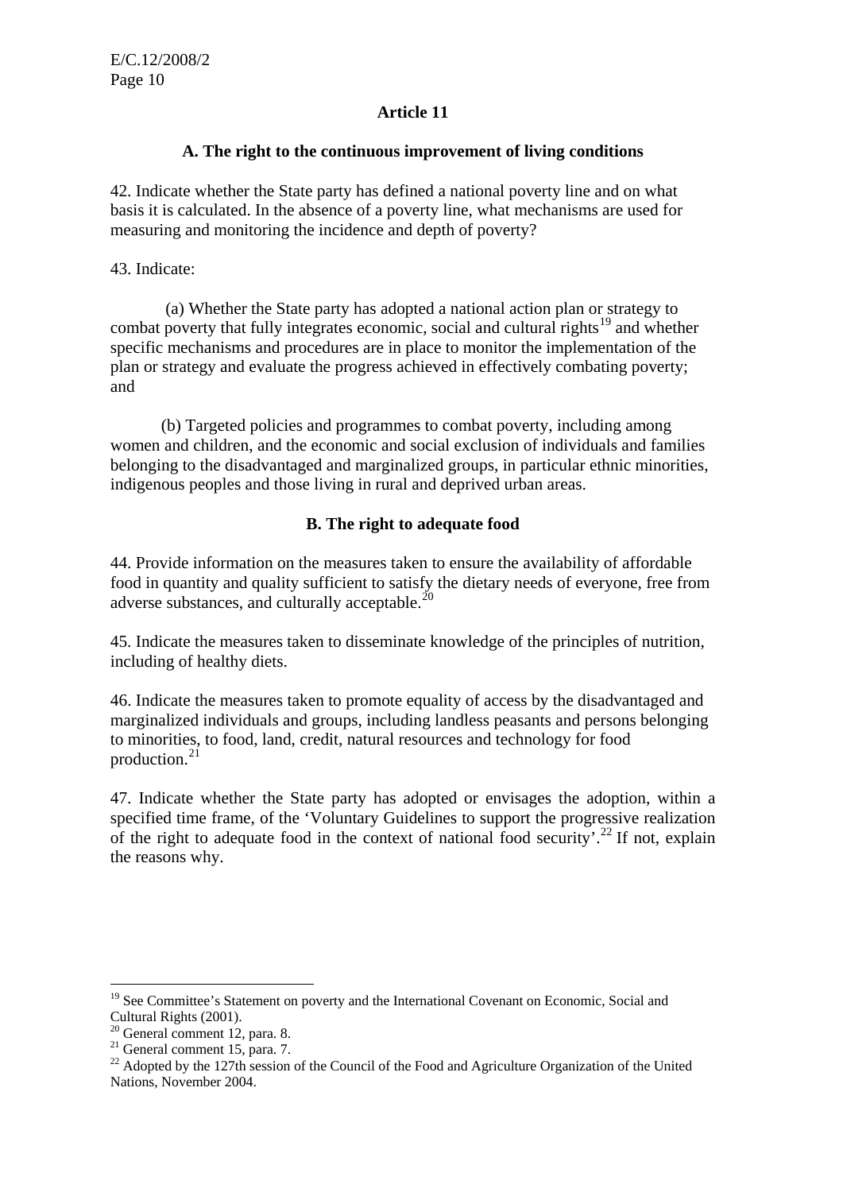## Article 11

### A. The right to the continuous improvement of living conditions

42. Indicate whether the State party has defined a national poverty line and on what basis it is calculated. In the absence of a poverty line, what mechanisms are used for measuring and monitoring the incidence and depth of poverty?

43. Indicate:

(a) Whether the State party has adopted a national action plan or strategy to combat poverty that fully integrates economic, social and cultural rights[19] and whether specific mechanisms and procedures are in place to monitor the implementation of the plan or strategy and evaluate the progress achieved in effectively combating poverty; and

(b) Targeted policies and programmes to combat poverty, including among women and children, and the economic and social exclusion of individuals and families belonging to the disadvantaged and marginalized groups, in particular ethnic minorities, indigenous peoples and those living in rural and deprived urban areas.

### B. The right to adequate food

44. Provide information on the measures taken to ensure the availability of affordable food in quantity and quality sufficient to satisfy the dietary needs of everyone, free from adverse substances, and culturally acceptable.[20]

45. Indicate the measures taken to disseminate knowledge of the principles of nutrition, including of healthy diets.

46. Indicate the measures taken to promote equality of access by the disadvantaged and marginalized individuals and groups, including landless peasants and persons belonging to minorities, to food, land, credit, natural resources and technology for food production.[21]

47. Indicate whether the State party has adopted or envisages the adoption, within a specified time frame, of the 'Voluntary Guidelines to support the progressive realization of the right to adequate food in the context of national food security'.[22] If not, explain the reasons why.

---

[19] See Committee's Statement on poverty and the International Covenant on Economic, Social and Cultural Rights (2001).

[20] General comment 12, para. 8.

[21] General comment 15, para. 7.

[22] Adopted by the 127th session of the Council of the Food and Agriculture Organization of the United Nations, November 2004.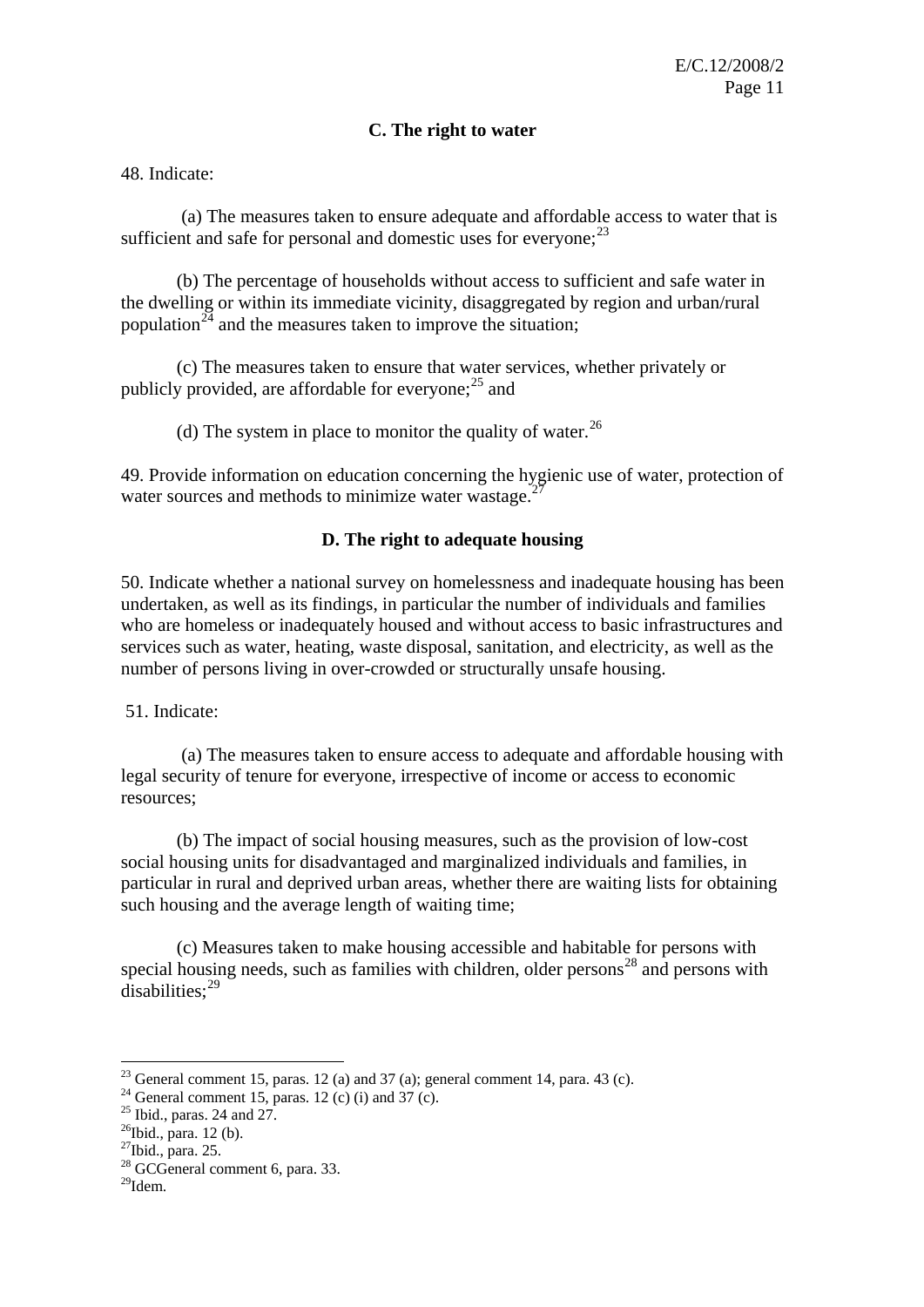### C. The right to water

48. Indicate:

(a) The measures taken to ensure adequate and affordable access to water that is sufficient and safe for personal and domestic uses for everyone;[23]

(b) The percentage of households without access to sufficient and safe water in the dwelling or within its immediate vicinity, disaggregated by region and urban/rural population[24] and the measures taken to improve the situation;

(c) The measures taken to ensure that water services, whether privately or publicly provided, are affordable for everyone;[25] and

(d) The system in place to monitor the quality of water.[26]

49. Provide information on education concerning the hygienic use of water, protection of water sources and methods to minimize water wastage.[27]

### D. The right to adequate housing

50. Indicate whether a national survey on homelessness and inadequate housing has been undertaken, as well as its findings, in particular the number of individuals and families who are homeless or inadequately housed and without access to basic infrastructures and services such as water, heating, waste disposal, sanitation, and electricity, as well as the number of persons living in over-crowded or structurally unsafe housing.

51. Indicate:

(a) The measures taken to ensure access to adequate and affordable housing with legal security of tenure for everyone, irrespective of income or access to economic resources;

(b) The impact of social housing measures, such as the provision of low-cost social housing units for disadvantaged and marginalized individuals and families, in particular in rural and deprived urban areas, whether there are waiting lists for obtaining such housing and the average length of waiting time;

(c) Measures taken to make housing accessible and habitable for persons with special housing needs, such as families with children, older persons[28] and persons with disabilities;[29]

---

[23] General comment 15, paras. 12 (a) and 37 (a); general comment 14, para. 43 (c).

[24] General comment 15, paras. 12 (c) (i) and 37 (c).

[25] Ibid., paras. 24 and 27.

[26] Ibid., para. 12 (b).

[27] Ibid., para. 25.

[28] GCGeneral comment 6, para. 33.

[29] Idem.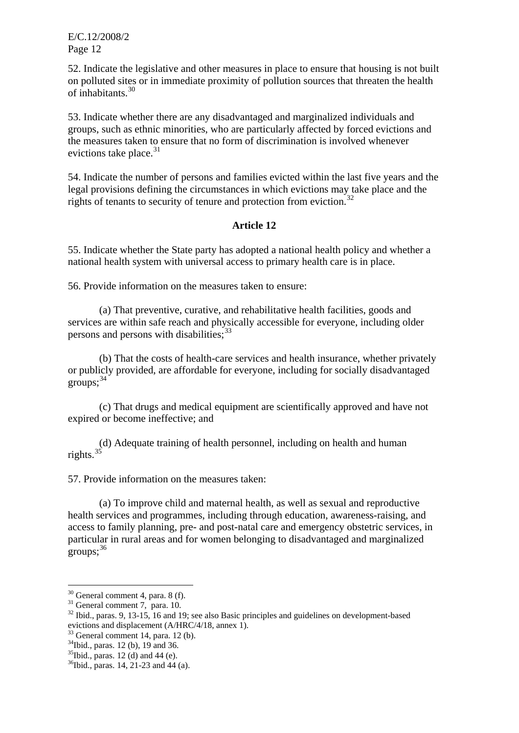52. Indicate the legislative and other measures in place to ensure that housing is not built on polluted sites or in immediate proximity of pollution sources that threaten the health of inhabitants.[30]

53. Indicate whether there are any disadvantaged and marginalized individuals and groups, such as ethnic minorities, who are particularly affected by forced evictions and the measures taken to ensure that no form of discrimination is involved whenever evictions take place.[31]

54. Indicate the number of persons and families evicted within the last five years and the legal provisions defining the circumstances in which evictions may take place and the rights of tenants to security of tenure and protection from eviction.[32]

### Article 12

55. Indicate whether the State party has adopted a national health policy and whether a national health system with universal access to primary health care is in place.

56. Provide information on the measures taken to ensure:

(a) That preventive, curative, and rehabilitative health facilities, goods and services are within safe reach and physically accessible for everyone, including older persons and persons with disabilities;[33]

(b) That the costs of health-care services and health insurance, whether privately or publicly provided, are affordable for everyone, including for socially disadvantaged groups;[34]

(c) That drugs and medical equipment are scientifically approved and have not expired or become ineffective; and

(d) Adequate training of health personnel, including on health and human rights.[35]

57. Provide information on the measures taken:

(a) To improve child and maternal health, as well as sexual and reproductive health services and programmes, including through education, awareness-raising, and access to family planning, pre- and post-natal care and emergency obstetric services, in particular in rural areas and for women belonging to disadvantaged and marginalized groups;[36]

---

[30] General comment 4, para. 8 (f).

[31] General comment 7, para. 10.

[32] Ibid., paras. 9, 13-15, 16 and 19; see also Basic principles and guidelines on development-based evictions and displacement (A/HRC/4/18, annex 1).

[33] General comment 14, para. 12 (b).

[34] Ibid., paras. 12 (b), 19 and 36.

[35] Ibid., paras. 12 (d) and 44 (e).

[36] Ibid., paras. 14, 21-23 and 44 (a).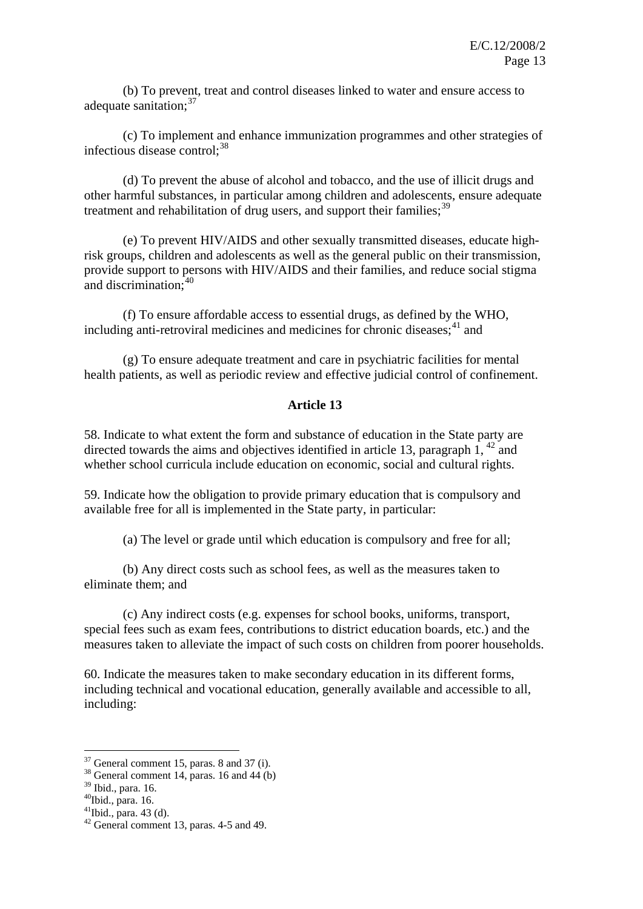(b) To prevent, treat and control diseases linked to water and ensure access to adequate sanitation;[37]

(c) To implement and enhance immunization programmes and other strategies of infectious disease control;[38]

(d) To prevent the abuse of alcohol and tobacco, and the use of illicit drugs and other harmful substances, in particular among children and adolescents, ensure adequate treatment and rehabilitation of drug users, and support their families;[39]

(e) To prevent HIV/AIDS and other sexually transmitted diseases, educate high-risk groups, children and adolescents as well as the general public on their transmission, provide support to persons with HIV/AIDS and their families, and reduce social stigma and discrimination;[40]

(f) To ensure affordable access to essential drugs, as defined by the WHO, including anti-retroviral medicines and medicines for chronic diseases;[41] and

(g) To ensure adequate treatment and care in psychiatric facilities for mental health patients, as well as periodic review and effective judicial control of confinement.

## Article 13

58. Indicate to what extent the form and substance of education in the State party are directed towards the aims and objectives identified in article 13, paragraph 1, [42] and whether school curricula include education on economic, social and cultural rights.

59. Indicate how the obligation to provide primary education that is compulsory and available free for all is implemented in the State party, in particular:

(a) The level or grade until which education is compulsory and free for all;

(b) Any direct costs such as school fees, as well as the measures taken to eliminate them; and

(c) Any indirect costs (e.g. expenses for school books, uniforms, transport, special fees such as exam fees, contributions to district education boards, etc.) and the measures taken to alleviate the impact of such costs on children from poorer households.

60. Indicate the measures taken to make secondary education in its different forms, including technical and vocational education, generally available and accessible to all, including:

---

[37] General comment 15, paras. 8 and 37 (i).
[38] General comment 14, paras. 16 and 44 (b)
[39] Ibid., para. 16.
[40] Ibid., para. 16.
[41] Ibid., para. 43 (d).
[42] General comment 13, paras. 4-5 and 49.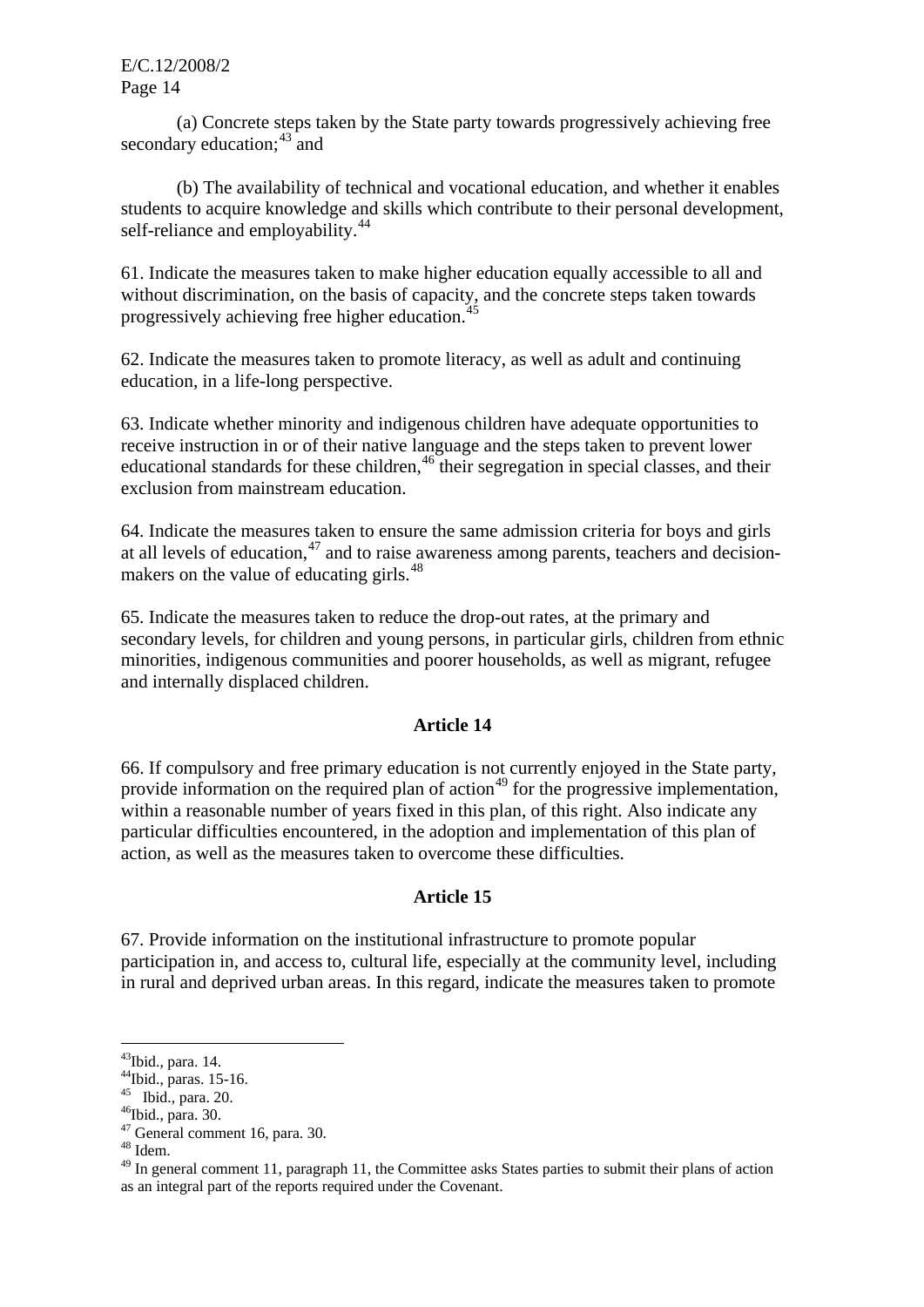(a) Concrete steps taken by the State party towards progressively achieving free secondary education;[43] and

(b) The availability of technical and vocational education, and whether it enables students to acquire knowledge and skills which contribute to their personal development, self-reliance and employability.[44]

61. Indicate the measures taken to make higher education equally accessible to all and without discrimination, on the basis of capacity, and the concrete steps taken towards progressively achieving free higher education.[45]

62. Indicate the measures taken to promote literacy, as well as adult and continuing education, in a life-long perspective.

63. Indicate whether minority and indigenous children have adequate opportunities to receive instruction in or of their native language and the steps taken to prevent lower educational standards for these children,[46] their segregation in special classes, and their exclusion from mainstream education.

64. Indicate the measures taken to ensure the same admission criteria for boys and girls at all levels of education,[47] and to raise awareness among parents, teachers and decision-makers on the value of educating girls.[48]

65. Indicate the measures taken to reduce the drop-out rates, at the primary and secondary levels, for children and young persons, in particular girls, children from ethnic minorities, indigenous communities and poorer households, as well as migrant, refugee and internally displaced children.

**Article 14**

66. If compulsory and free primary education is not currently enjoyed in the State party, provide information on the required plan of action[49] for the progressive implementation, within a reasonable number of years fixed in this plan, of this right. Also indicate any particular difficulties encountered, in the adoption and implementation of this plan of action, as well as the measures taken to overcome these difficulties.

**Article 15**

67. Provide information on the institutional infrastructure to promote popular participation in, and access to, cultural life, especially at the community level, including in rural and deprived urban areas. In this regard, indicate the measures taken to promote

---

[43] Ibid., para. 14.

[44] Ibid., paras. 15-16.

[45] Ibid., para. 20.

[46] Ibid., para. 30.

[47] General comment 16, para. 30.

[48] Idem.

[49] In general comment 11, paragraph 11, the Committee asks States parties to submit their plans of action as an integral part of the reports required under the Covenant.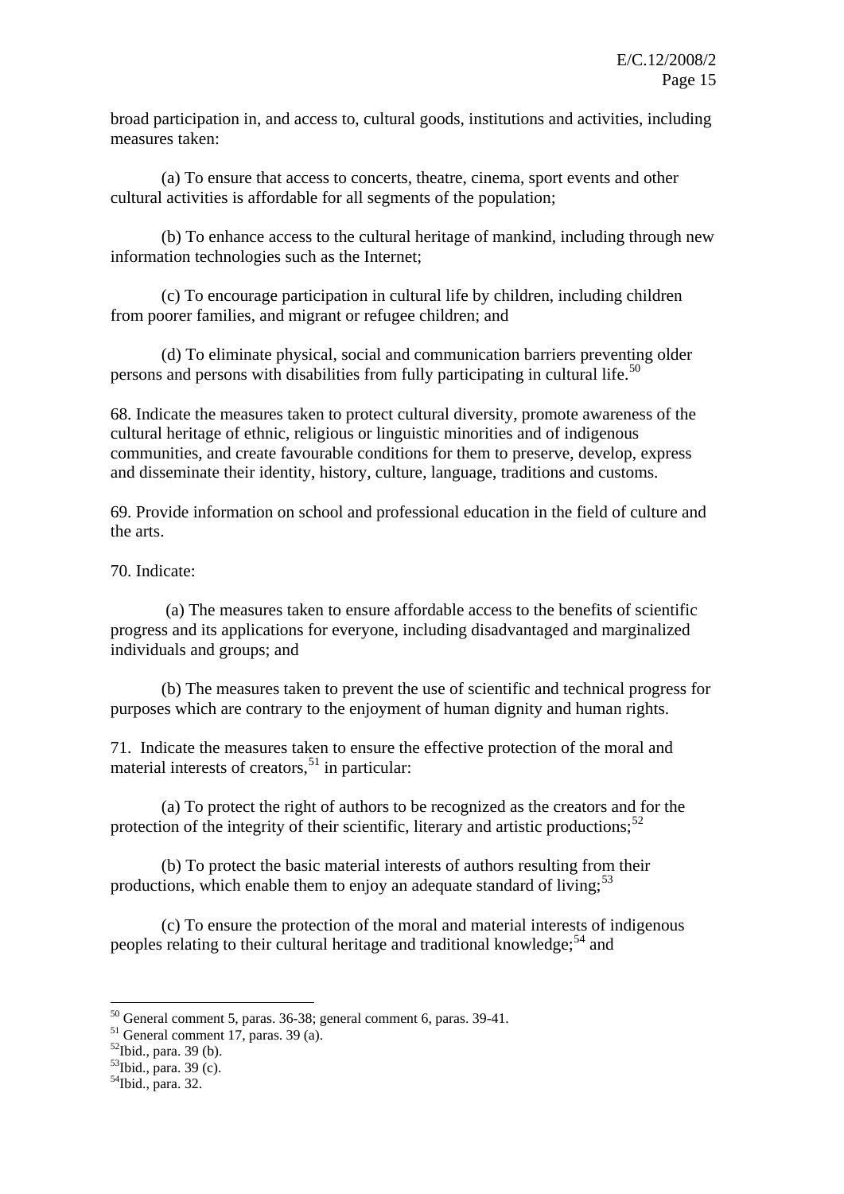broad participation in, and access to, cultural goods, institutions and activities, including measures taken:

(a) To ensure that access to concerts, theatre, cinema, sport events and other cultural activities is affordable for all segments of the population;

(b) To enhance access to the cultural heritage of mankind, including through new information technologies such as the Internet;

(c) To encourage participation in cultural life by children, including children from poorer families, and migrant or refugee children; and

(d) To eliminate physical, social and communication barriers preventing older persons and persons with disabilities from fully participating in cultural life.[50]

68. Indicate the measures taken to protect cultural diversity, promote awareness of the cultural heritage of ethnic, religious or linguistic minorities and of indigenous communities, and create favourable conditions for them to preserve, develop, express and disseminate their identity, history, culture, language, traditions and customs.

69. Provide information on school and professional education in the field of culture and the arts.

70. Indicate:

(a) The measures taken to ensure affordable access to the benefits of scientific progress and its applications for everyone, including disadvantaged and marginalized individuals and groups; and

(b) The measures taken to prevent the use of scientific and technical progress for purposes which are contrary to the enjoyment of human dignity and human rights.

71. Indicate the measures taken to ensure the effective protection of the moral and material interests of creators,[51] in particular:

(a) To protect the right of authors to be recognized as the creators and for the protection of the integrity of their scientific, literary and artistic productions;[52]

(b) To protect the basic material interests of authors resulting from their productions, which enable them to enjoy an adequate standard of living;[53]

(c) To ensure the protection of the moral and material interests of indigenous peoples relating to their cultural heritage and traditional knowledge;[54] and

---

[50] General comment 5, paras. 36-38; general comment 6, paras. 39-41.
[51] General comment 17, paras. 39 (a).
[52] Ibid., para. 39 (b).
[53] Ibid., para. 39 (c).
[54] Ibid., para. 32.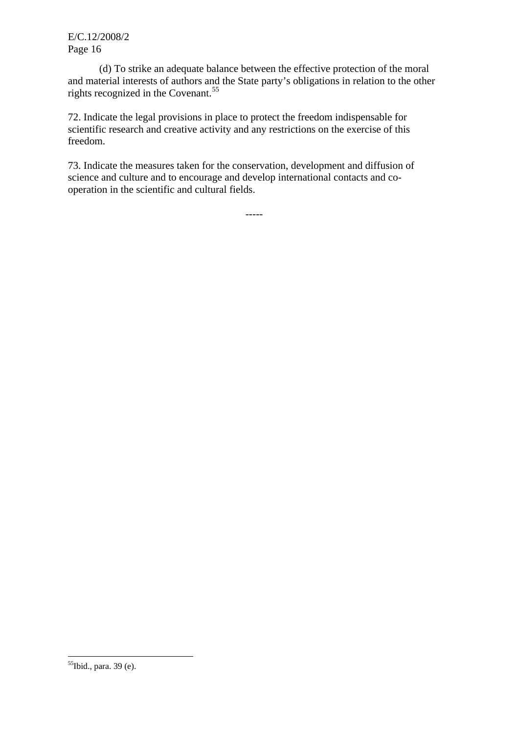(d) To strike an adequate balance between the effective protection of the moral and material interests of authors and the State party's obligations in relation to the other rights recognized in the Covenant.[55]

72. Indicate the legal provisions in place to protect the freedom indispensable for scientific research and creative activity and any restrictions on the exercise of this freedom.

73. Indicate the measures taken for the conservation, development and diffusion of science and culture and to encourage and develop international contacts and co-operation in the scientific and cultural fields.

-----

[55] Ibid., para. 39 (e).